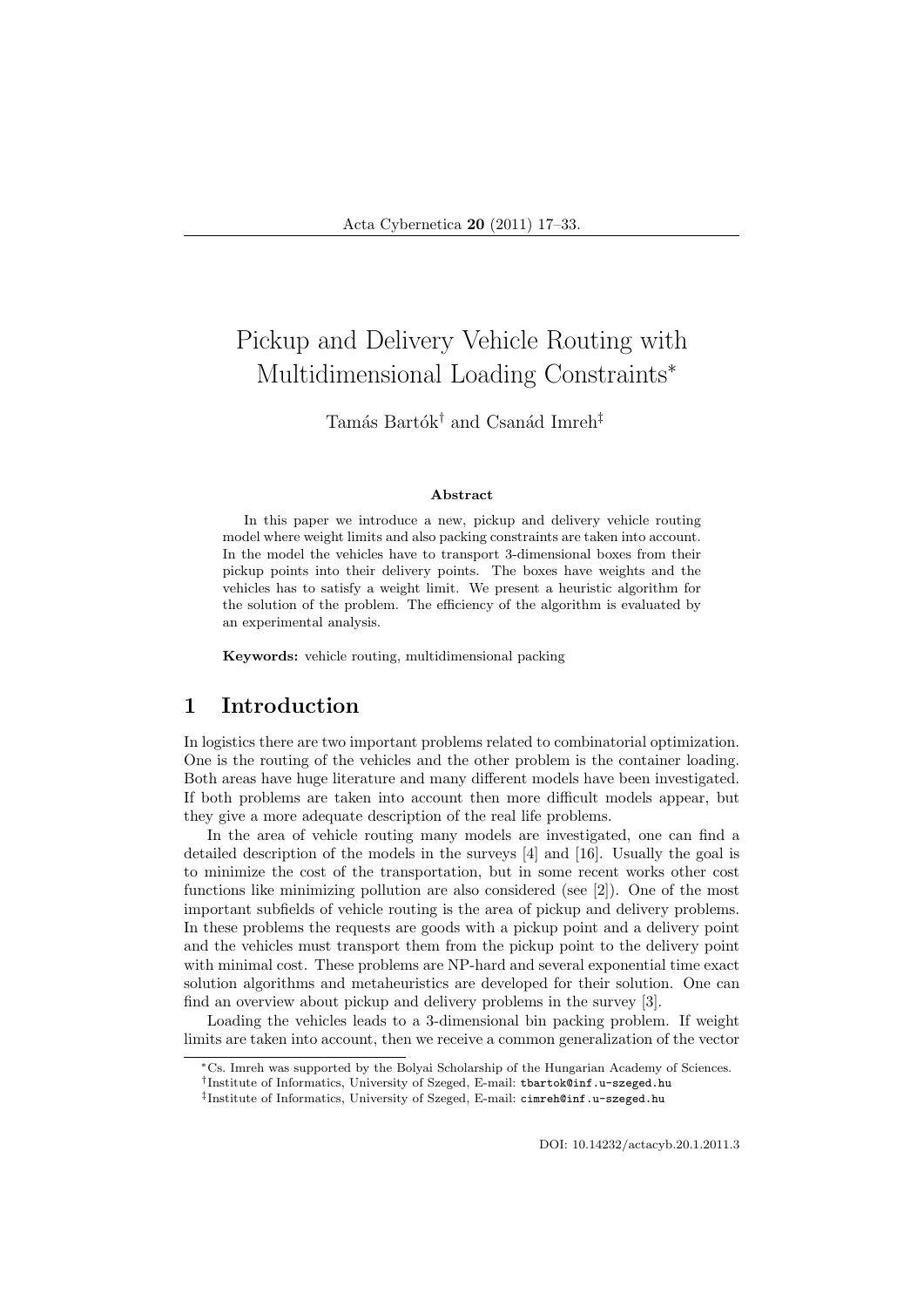# Pickup and Delivery Vehicle Routing with Multidimensional Loading Constraints*

Tamás Bartók[†] and Csanád Imreh[‡]

### Abstract

In this paper we introduce a new, pickup and delivery vehicle routing model where weight limits and also packing constraints are taken into account. In the model the vehicles have to transport 3-dimensional boxes from their pickup points into their delivery points. The boxes have weights and the vehicles has to satisfy a weight limit. We present a heuristic algorithm for the solution of the problem. The efficiency of the algorithm is evaluated by an experimental analysis.

**Keywords:** vehicle routing, multidimensional packing

## 1 Introduction

In logistics there are two important problems related to combinatorial optimization. One is the routing of the vehicles and the other problem is the container loading. Both areas have huge literature and many different models have been investigated. If both problems are taken into account then more difficult models appear, but they give a more adequate description of the real life problems.

In the area of vehicle routing many models are investigated, one can find a detailed description of the models in the surveys [4] and [16]. Usually the goal is to minimize the cost of the transportation, but in some recent works other cost functions like minimizing pollution are also considered (see [2]). One of the most important subfields of vehicle routing is the area of pickup and delivery problems. In these problems the requests are goods with a pickup point and a delivery point and the vehicles must transport them from the pickup point to the delivery point with minimal cost. These problems are NP-hard and several exponential time exact solution algorithms and metaheuristics are developed for their solution. One can find an overview about pickup and delivery problems in the survey [3].

Loading the vehicles leads to a 3-dimensional bin packing problem. If weight limits are taken into account, then we receive a common generalization of the vector

*Cs. Imreh was supported by the Bolyai Scholarship of the Hungarian Academy of Sciences.

†Institute of Informatics, University of Szeged, E-mail: tbartok@inf.u-szeged.hu

‡Institute of Informatics, University of Szeged, E-mail: cimreh@inf.u-szeged.hu

DOI: 10.14232/actacyb.20.1.2011.3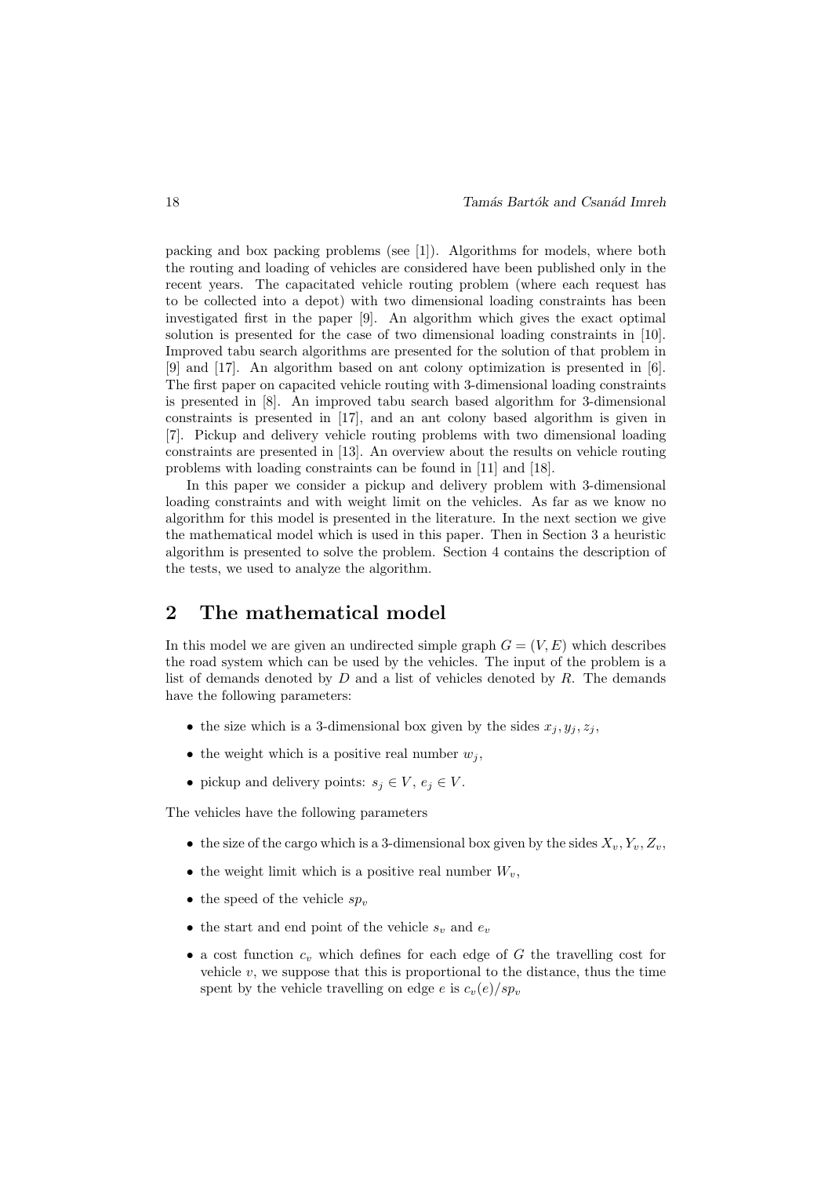packing and box packing problems (see [1]). Algorithms for models, where both the routing and loading of vehicles are considered have been published only in the recent years. The capacitated vehicle routing problem (where each request has to be collected into a depot) with two dimensional loading constraints has been investigated first in the paper [9]. An algorithm which gives the exact optimal solution is presented for the case of two dimensional loading constraints in [10]. Improved tabu search algorithms are presented for the solution of that problem in [9] and [17]. An algorithm based on ant colony optimization is presented in [6]. The first paper on capacited vehicle routing with 3-dimensional loading constraints is presented in [8]. An improved tabu search based algorithm for 3-dimensional constraints is presented in [17], and an ant colony based algorithm is given in [7]. Pickup and delivery vehicle routing problems with two dimensional loading constraints are presented in [13]. An overview about the results on vehicle routing problems with loading constraints can be found in [11] and [18].

In this paper we consider a pickup and delivery problem with 3-dimensional loading constraints and with weight limit on the vehicles. As far as we know no algorithm for this model is presented in the literature. In the next section we give the mathematical model which is used in this paper. Then in Section 3 a heuristic algorithm is presented to solve the problem. Section 4 contains the description of the tests, we used to analyze the algorithm.

## 2 The mathematical model

In this model we are given an undirected simple graph $G = (V, E)$ which describes the road system which can be used by the vehicles. The input of the problem is a list of demands denoted by $D$ and a list of vehicles denoted by $R$. The demands have the following parameters:

- the size which is a 3-dimensional box given by the sides $x_j, y_j, z_j$,
- the weight which is a positive real number $w_j$,
- pickup and delivery points: $s_j \in V$, $e_j \in V$.

The vehicles have the following parameters

- the size of the cargo which is a 3-dimensional box given by the sides $X_v, Y_v, Z_v$,
- the weight limit which is a positive real number $W_v$,
- the speed of the vehicle $sp_v$
- the start and end point of the vehicle $s_v$ and $e_v$
- a cost function $c_v$ which defines for each edge of $G$ the travelling cost for vehicle $v$, we suppose that this is proportional to the distance, thus the time spent by the vehicle travelling on edge $e$ is $c_v(e)/sp_v$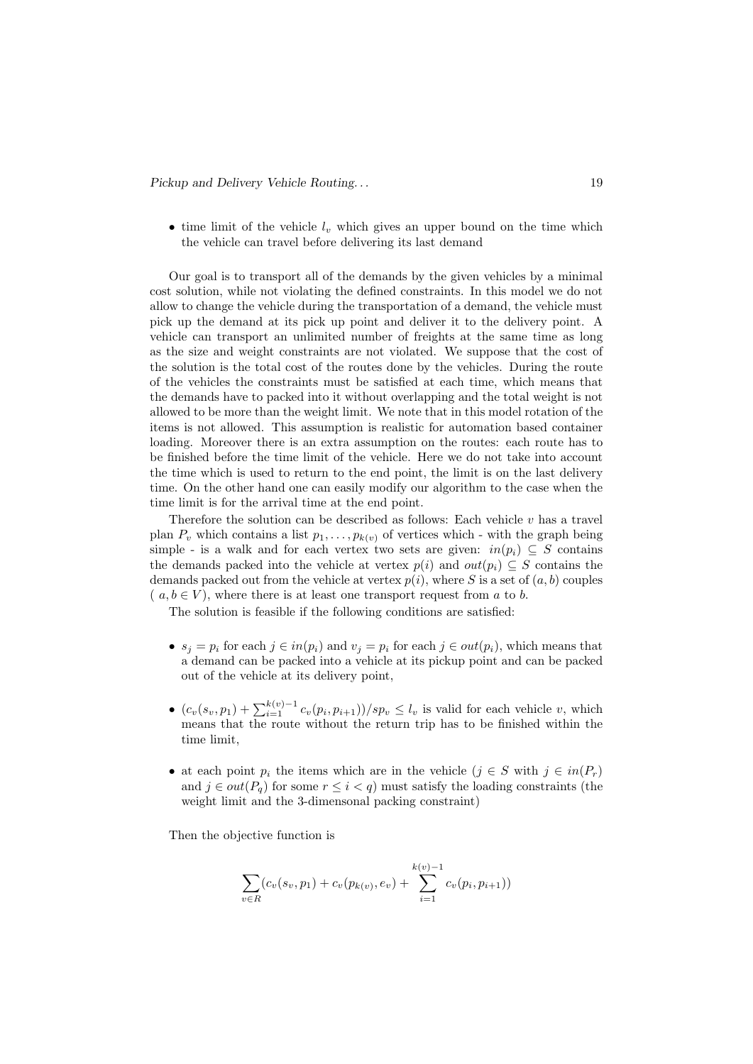- time limit of the vehicle $l_v$ which gives an upper bound on the time which the vehicle can travel before delivering its last demand

Our goal is to transport all of the demands by the given vehicles by a minimal cost solution, while not violating the defined constraints. In this model we do not allow to change the vehicle during the transportation of a demand, the vehicle must pick up the demand at its pick up point and deliver it to the delivery point. A vehicle can transport an unlimited number of freights at the same time as long as the size and weight constraints are not violated. We suppose that the cost of the solution is the total cost of the routes done by the vehicles. During the route of the vehicles the constraints must be satisfied at each time, which means that the demands have to packed into it without overlapping and the total weight is not allowed to be more than the weight limit. We note that in this model rotation of the items is not allowed. This assumption is realistic for automation based container loading. Moreover there is an extra assumption on the routes: each route has to be finished before the time limit of the vehicle. Here we do not take into account the time which is used to return to the end point, the limit is on the last delivery time. On the other hand one can easily modify our algorithm to the case when the time limit is for the arrival time at the end point.

Therefore the solution can be described as follows: Each vehicle $v$ has a travel plan $P_v$ which contains a list $p_1, \ldots, p_{k(v)}$ of vertices which - with the graph being simple - is a walk and for each vertex two sets are given: $in(p_i) \subseteq S$ contains the demands packed into the vehicle at vertex $p(i)$ and $out(p_i) \subseteq S$ contains the demands packed out from the vehicle at vertex $p(i)$, where $S$ is a set of $(a, b)$ couples ( $a, b \in V$), where there is at least one transport request from $a$ to $b$.

The solution is feasible if the following conditions are satisfied:

- $s_j = p_i$ for each $j \in in(p_i)$ and $v_j = p_i$ for each $j \in out(p_i)$, which means that a demand can be packed into a vehicle at its pickup point and can be packed out of the vehicle at its delivery point,
- $(c_v(s_v, p_1) + \sum_{i=1}^{k(v)-1} c_v(p_i, p_{i+1}))/sp_v \leq l_v$ is valid for each vehicle $v$, which means that the route without the return trip has to be finished within the time limit,
- at each point $p_i$ the items which are in the vehicle ($j \in S$ with $j \in in(P_r)$ and $j \in out(P_q)$ for some $r \leq i < q$) must satisfy the loading constraints (the weight limit and the 3-dimensonal packing constraint)

Then the objective function is

$$\sum_{v \in R} (c_v(s_v, p_1) + c_v(p_{k(v)}, e_v) + \sum_{i=1}^{k(v)-1} c_v(p_i, p_{i+1}))$$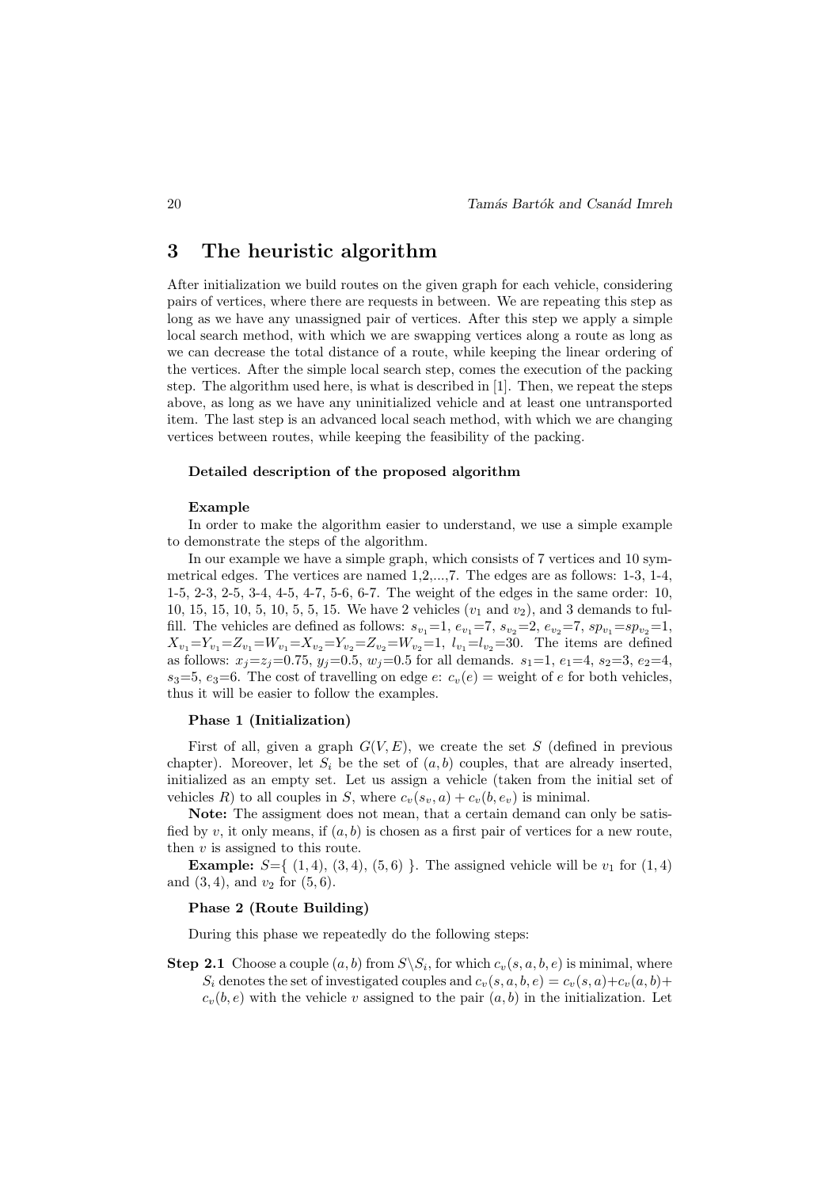## 3 The heuristic algorithm

After initialization we build routes on the given graph for each vehicle, considering pairs of vertices, where there are requests in between. We are repeating this step as long as we have any unassigned pair of vertices. After this step we apply a simple local search method, with which we are swapping vertices along a route as long as we can decrease the total distance of a route, while keeping the linear ordering of the vertices. After the simple local search step, comes the execution of the packing step. The algorithm used here, is what is described in [1]. Then, we repeat the steps above, as long as we have any uninitialized vehicle and at least one untransported item. The last step is an advanced local seach method, with which we are changing vertices between routes, while keeping the feasibility of the packing.

#### Detailed description of the proposed algorithm

**Example**

In order to make the algorithm easier to understand, we use a simple example to demonstrate the steps of the algorithm.

In our example we have a simple graph, which consists of 7 vertices and 10 symmetrical edges. The vertices are named 1,2,...,7. The edges are as follows: 1-3, 1-4, 1-5, 2-3, 2-5, 3-4, 4-5, 4-7, 5-6, 6-7. The weight of the edges in the same order: 10, 10, 15, 15, 10, 5, 10, 5, 5, 15. We have 2 vehicles ($v_1$ and $v_2$), and 3 demands to fulfill. The vehicles are defined as follows: $s_{v_1}$=1, $e_{v_1}$=7, $s_{v_2}$=2, $e_{v_2}$=7, $sp_{v_1}$=$sp_{v_2}$=1, $X_{v_1}$=$Y_{v_1}$=$Z_{v_1}$=$W_{v_1}$=$X_{v_2}$=$Y_{v_2}$=$Z_{v_2}$=$W_{v_2}$=1, $l_{v_1}$=$l_{v_2}$=30. The items are defined as follows: $x_j$=$z_j$=0.75, $y_j$=0.5, $w_j$=0.5 for all demands. $s_1$=1, $e_1$=4, $s_2$=3, $e_2$=4, $s_3$=5, $e_3$=6. The cost of travelling on edge $e$: $c_v(e)$ = weight of $e$ for both vehicles, thus it will be easier to follow the examples.

**Phase 1 (Initialization)**

First of all, given a graph $G(V, E)$, we create the set $S$ (defined in previous chapter). Moreover, let $S_i$ be the set of $(a, b)$ couples, that are already inserted, initialized as an empty set. Let us assign a vehicle (taken from the initial set of vehicles $R$) to all couples in $S$, where $c_v(s_v, a) + c_v(b, e_v)$ is minimal.

**Note:** The assigment does not mean, that a certain demand can only be satisfied by $v$, it only means, if $(a, b)$ is chosen as a first pair of vertices for a new route, then $v$ is assigned to this route.

**Example:** $S$={ $(1, 4)$, $(3, 4)$, $(5, 6)$ }. The assigned vehicle will be $v_1$ for $(1, 4)$ and $(3, 4)$, and $v_2$ for $(5, 6)$.

**Phase 2 (Route Building)**

During this phase we repeatedly do the following steps:

**Step 2.1** Choose a couple $(a, b)$ from $S \backslash S_i$, for which $c_v(s, a, b, e)$ is minimal, where $S_i$ denotes the set of investigated couples and $c_v(s, a, b, e) = c_v(s, a) + c_v(a, b) + c_v(b, e)$ with the vehicle $v$ assigned to the pair $(a, b)$ in the initialization. Let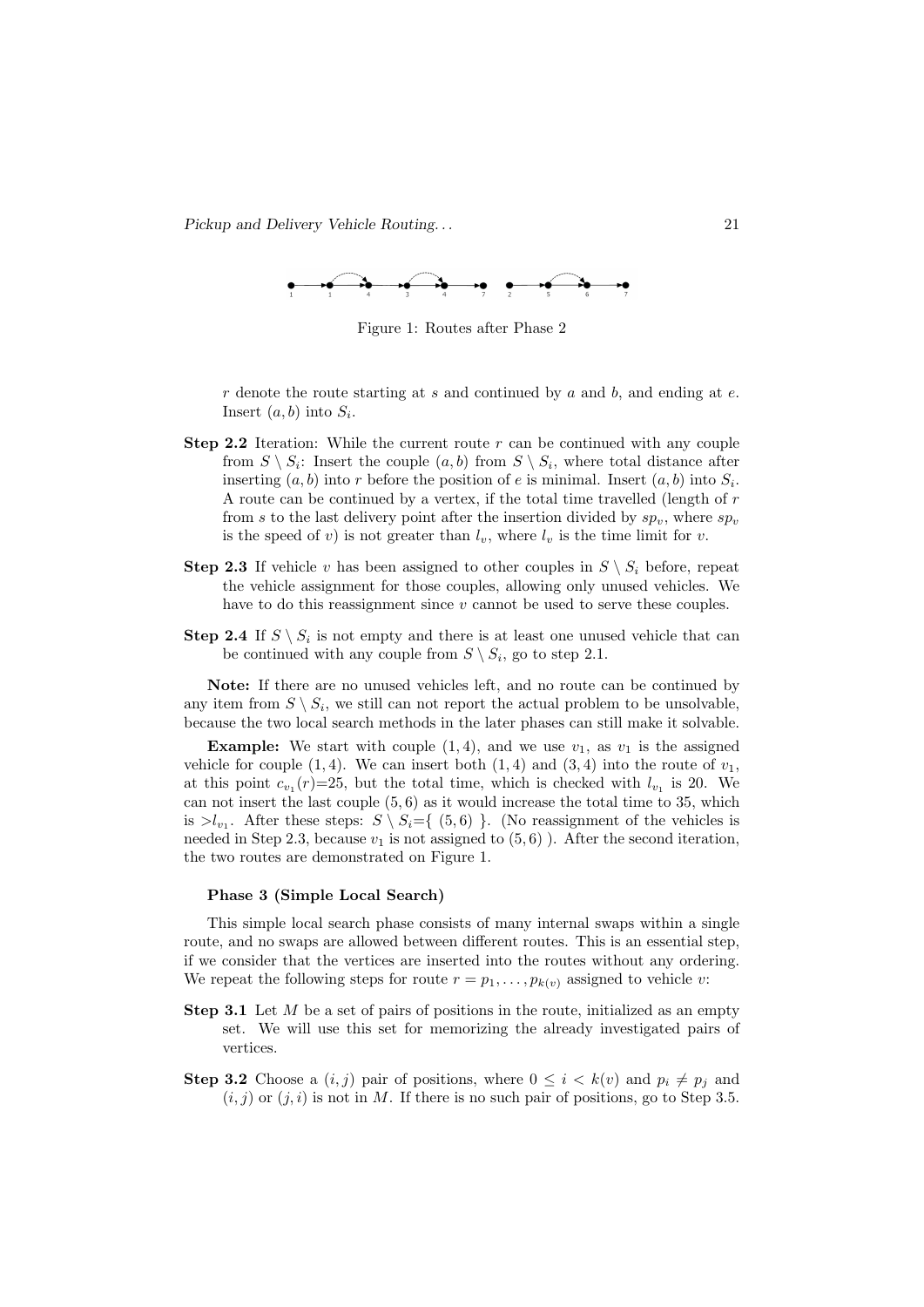Figure 1: Routes after Phase 2

$r$ denote the route starting at $s$ and continued by $a$ and $b$, and ending at $e$. Insert $(a, b)$ into $S_i$.

**Step 2.2** Iteration: While the current route $r$ can be continued with any couple from $S \setminus S_i$: Insert the couple $(a, b)$ from $S \setminus S_i$, where total distance after inserting $(a, b)$ into $r$ before the position of $e$ is minimal. Insert $(a, b)$ into $S_i$. A route can be continued by a vertex, if the total time travelled (length of $r$ from $s$ to the last delivery point after the insertion divided by $sp_v$, where $sp_v$ is the speed of $v$) is not greater than $l_v$, where $l_v$ is the time limit for $v$.

**Step 2.3** If vehicle $v$ has been assigned to other couples in $S \setminus S_i$ before, repeat the vehicle assignment for those couples, allowing only unused vehicles. We have to do this reassignment since $v$ cannot be used to serve these couples.

**Step 2.4** If $S \setminus S_i$ is not empty and there is at least one unused vehicle that can be continued with any couple from $S \setminus S_i$, go to step 2.1.

**Note:** If there are no unused vehicles left, and no route can be continued by any item from $S \setminus S_i$, we still can not report the actual problem to be unsolvable, because the two local search methods in the later phases can still make it solvable.

**Example:** We start with couple $(1, 4)$, and we use $v_1$, as $v_1$ is the assigned vehicle for couple $(1, 4)$. We can insert both $(1, 4)$ and $(3, 4)$ into the route of $v_1$, at this point $c_{v_1}(r)$=25, but the total time, which is checked with $l_{v_1}$ is 20. We can not insert the last couple $(5, 6)$ as it would increase the total time to 35, which is $>l_{v_1}$. After these steps: $S \setminus S_i$={ $(5, 6)$ }. (No reassignment of the vehicles is needed in Step 2.3, because $v_1$ is not assigned to $(5, 6)$ ). After the second iteration, the two routes are demonstrated on Figure 1.

#### Phase 3 (Simple Local Search)

This simple local search phase consists of many internal swaps within a single route, and no swaps are allowed between different routes. This is an essential step, if we consider that the vertices are inserted into the routes without any ordering. We repeat the following steps for route $r = p_1, \ldots, p_{k(v)}$ assigned to vehicle $v$:

**Step 3.1** Let $M$ be a set of pairs of positions in the route, initialized as an empty set. We will use this set for memorizing the already investigated pairs of vertices.

**Step 3.2** Choose a $(i, j)$ pair of positions, where $0 \leq i < k(v)$ and $p_i \neq p_j$ and $(i, j)$ or $(j, i)$ is not in $M$. If there is no such pair of positions, go to Step 3.5.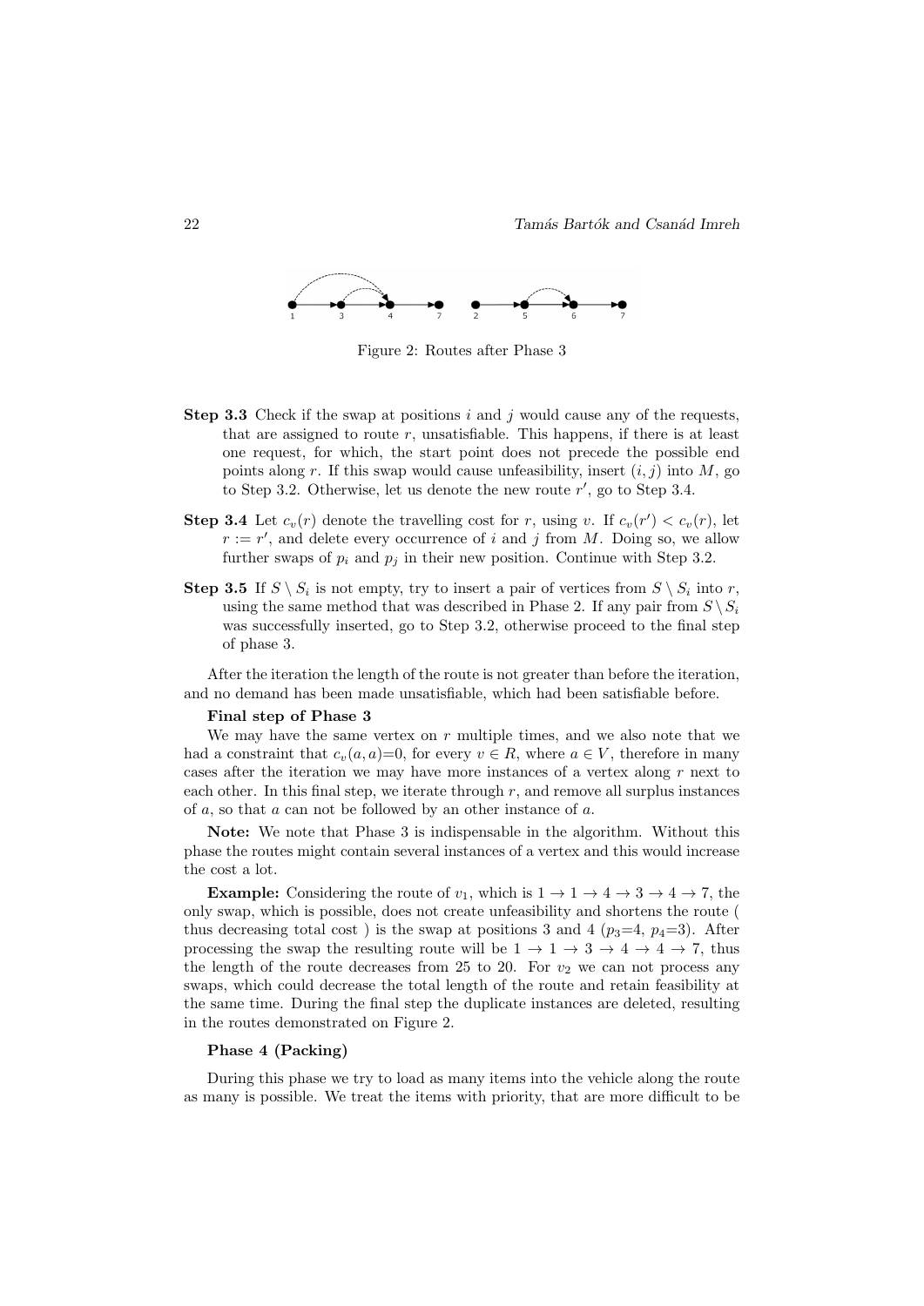Figure 2: Routes after Phase 3

**Step 3.3** Check if the swap at positions $i$ and $j$ would cause any of the requests, that are assigned to route $r$, unsatisfiable. This happens, if there is at least one request, for which, the start point does not precede the possible end points along $r$. If this swap would cause unfeasibility, insert $(i, j)$ into $M$, go to Step 3.2. Otherwise, let us denote the new route $r'$, go to Step 3.4.

**Step 3.4** Let $c_v(r)$ denote the travelling cost for $r$, using $v$. If $c_v(r') < c_v(r)$, let $r := r'$, and delete every occurrence of $i$ and $j$ from $M$. Doing so, we allow further swaps of $p_i$ and $p_j$ in their new position. Continue with Step 3.2.

**Step 3.5** If $S \setminus S_i$ is not empty, try to insert a pair of vertices from $S \setminus S_i$ into $r$, using the same method that was described in Phase 2. If any pair from $S \setminus S_i$ was successfully inserted, go to Step 3.2, otherwise proceed to the final step of phase 3.

After the iteration the length of the route is not greater than before the iteration, and no demand has been made unsatisfiable, which had been satisfiable before.

**Final step of Phase 3**

We may have the same vertex on $r$ multiple times, and we also note that we had a constraint that $c_v(a, a)$=0, for every $v \in R$, where $a \in V$, therefore in many cases after the iteration we may have more instances of a vertex along $r$ next to each other. In this final step, we iterate through $r$, and remove all surplus instances of $a$, so that $a$ can not be followed by an other instance of $a$.

**Note:** We note that Phase 3 is indispensable in the algorithm. Without this phase the routes might contain several instances of a vertex and this would increase the cost a lot.

**Example:** Considering the route of $v_1$, which is $1 \rightarrow 1 \rightarrow 4 \rightarrow 3 \rightarrow 4 \rightarrow 7$, the only swap, which is possible, does not create unfeasibility and shortens the route ( thus decreasing total cost ) is the swap at positions 3 and 4 ($p_3$=4, $p_4$=3). After processing the swap the resulting route will be $1 \rightarrow 1 \rightarrow 3 \rightarrow 4 \rightarrow 4 \rightarrow 7$, thus the length of the route decreases from 25 to 20. For $v_2$ we can not process any swaps, which could decrease the total length of the route and retain feasibility at the same time. During the final step the duplicate instances are deleted, resulting in the routes demonstrated on Figure 2.

**Phase 4 (Packing)**

During this phase we try to load as many items into the vehicle along the route as many is possible. We treat the items with priority, that are more difficult to be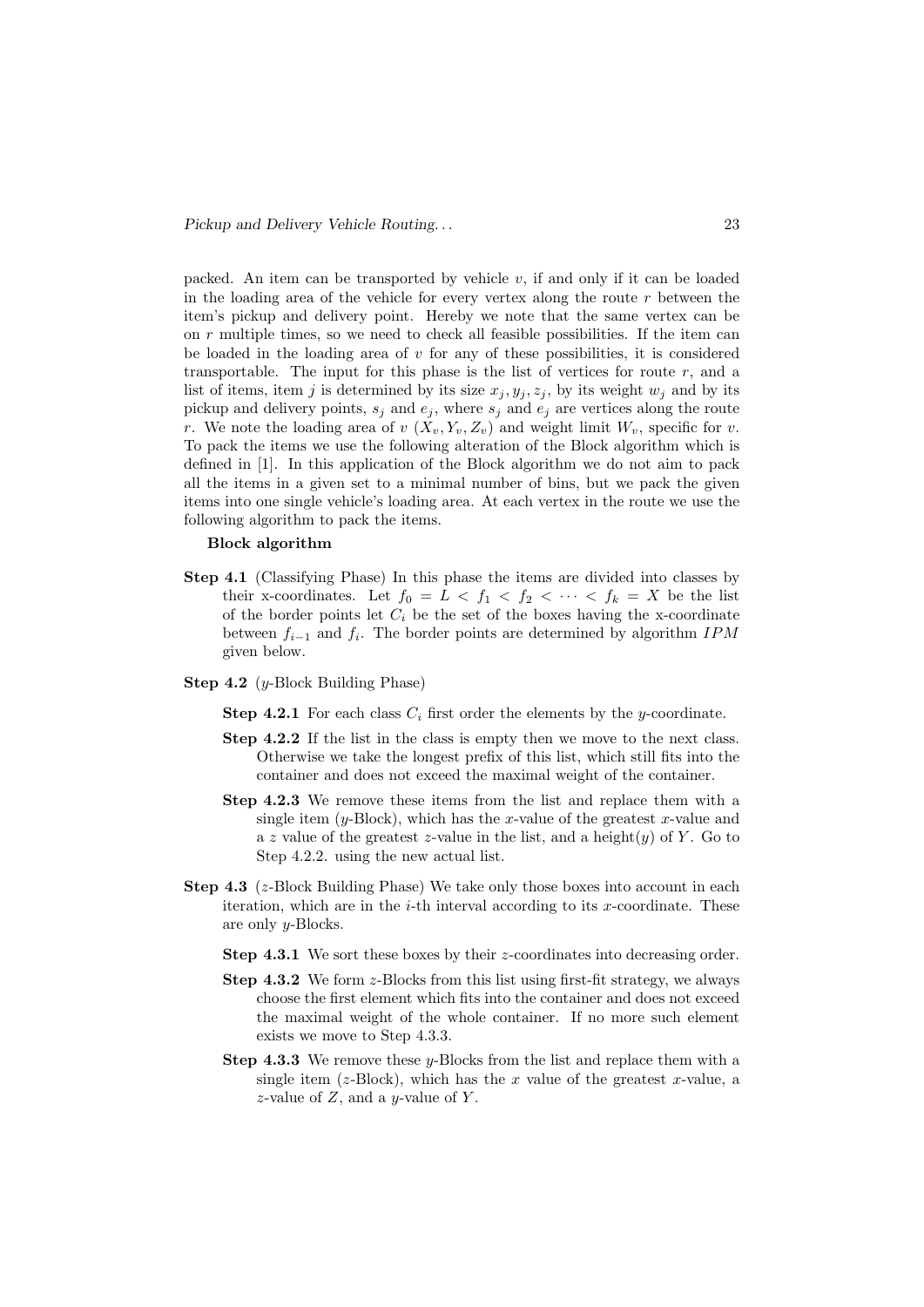packed. An item can be transported by vehicle $v$, if and only if it can be loaded in the loading area of the vehicle for every vertex along the route $r$ between the item's pickup and delivery point. Hereby we note that the same vertex can be on $r$ multiple times, so we need to check all feasible possibilities. If the item can be loaded in the loading area of $v$ for any of these possibilities, it is considered transportable. The input for this phase is the list of vertices for route $r$, and a list of items, item $j$ is determined by its size $x_j, y_j, z_j$, by its weight $w_j$ and by its pickup and delivery points, $s_j$ and $e_j$, where $s_j$ and $e_j$ are vertices along the route $r$. We note the loading area of $v$ $(X_v, Y_v, Z_v)$ and weight limit $W_v$, specific for $v$. To pack the items we use the following alteration of the Block algorithm which is defined in [1]. In this application of the Block algorithm we do not aim to pack all the items in a given set to a minimal number of bins, but we pack the given items into one single vehicle's loading area. At each vertex in the route we use the following algorithm to pack the items.

**Block algorithm**

**Step 4.1** (Classifying Phase) In this phase the items are divided into classes by their x-coordinates. Let $f_0 = L < f_1 < f_2 < \cdots < f_k = X$ be the list of the border points let $C_i$ be the set of the boxes having the x-coordinate between $f_{i-1}$ and $f_i$. The border points are determined by algorithm $IPM$ given below.

**Step 4.2** ($y$-Block Building Phase)

- **Step 4.2.1** For each class $C_i$ first order the elements by the $y$-coordinate.
- **Step 4.2.2** If the list in the class is empty then we move to the next class. Otherwise we take the longest prefix of this list, which still fits into the container and does not exceed the maximal weight of the container.
- **Step 4.2.3** We remove these items from the list and replace them with a single item ($y$-Block), which has the $x$-value of the greatest $x$-value and a $z$ value of the greatest $z$-value in the list, and a height($y$) of $Y$. Go to Step 4.2.2. using the new actual list.

**Step 4.3** ($z$-Block Building Phase) We take only those boxes into account in each iteration, which are in the $i$-th interval according to its $x$-coordinate. These are only $y$-Blocks.

- **Step 4.3.1** We sort these boxes by their $z$-coordinates into decreasing order.
- **Step 4.3.2** We form $z$-Blocks from this list using first-fit strategy, we always choose the first element which fits into the container and does not exceed the maximal weight of the whole container. If no more such element exists we move to Step 4.3.3.
- **Step 4.3.3** We remove these $y$-Blocks from the list and replace them with a single item ($z$-Block), which has the $x$ value of the greatest $x$-value, a $z$-value of $Z$, and a $y$-value of $Y$.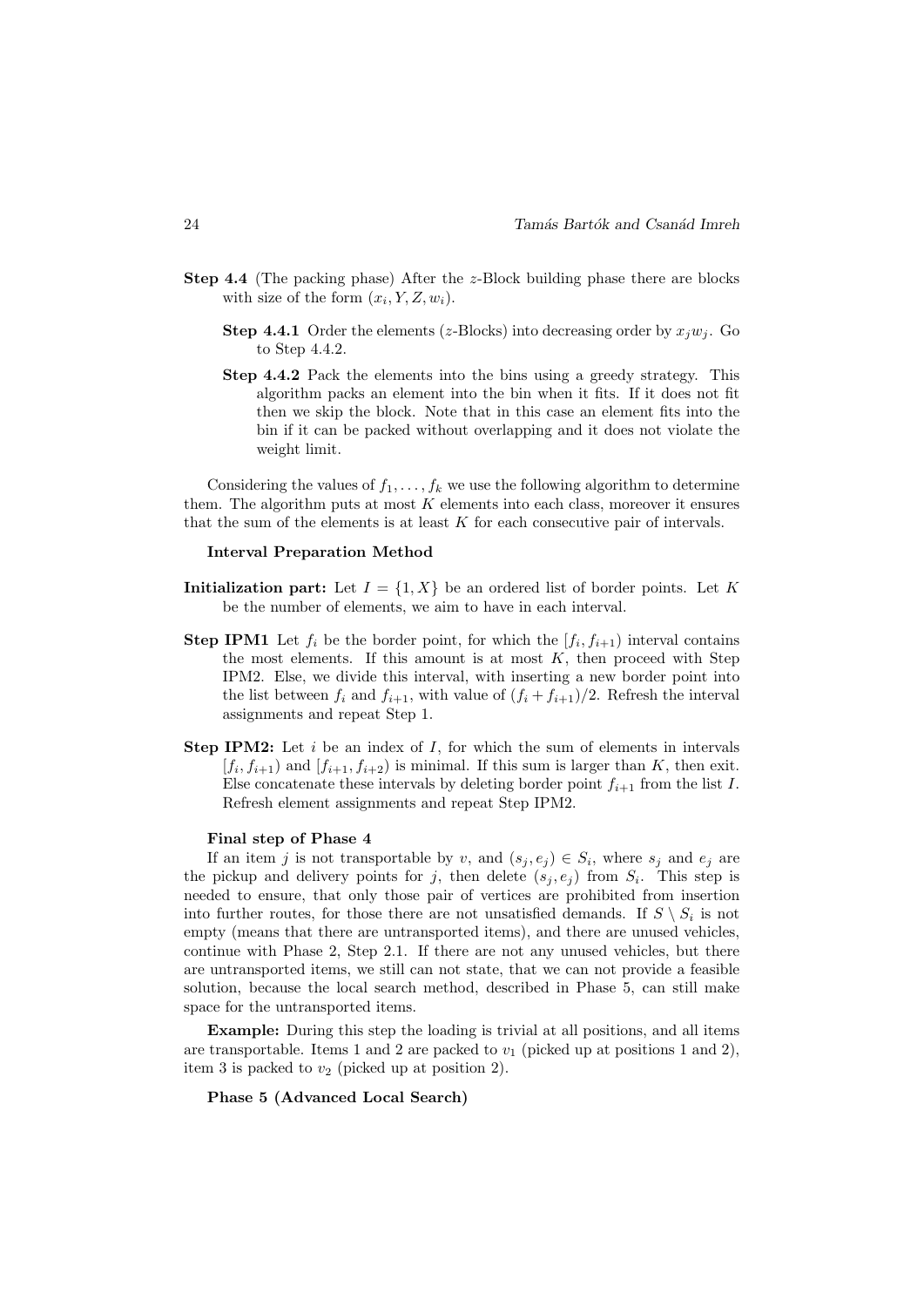**Step 4.4** (The packing phase) After the $z$-Block building phase there are blocks with size of the form $(x_i, Y, Z, w_i)$.

**Step 4.4.1** Order the elements ($z$-Blocks) into decreasing order by $x_j w_j$. Go to Step 4.4.2.

**Step 4.4.2** Pack the elements into the bins using a greedy strategy. This algorithm packs an element into the bin when it fits. If it does not fit then we skip the block. Note that in this case an element fits into the bin if it can be packed without overlapping and it does not violate the weight limit.

Considering the values of $f_1, \ldots, f_k$ we use the following algorithm to determine them. The algorithm puts at most $K$ elements into each class, moreover it ensures that the sum of the elements is at least $K$ for each consecutive pair of intervals.

**Interval Preparation Method**

**Initialization part:** Let $I = \{1, X\}$ be an ordered list of border points. Let $K$ be the number of elements, we aim to have in each interval.

**Step IPM1** Let $f_i$ be the border point, for which the $[f_i, f_{i+1})$ interval contains the most elements. If this amount is at most $K$, then proceed with Step IPM2. Else, we divide this interval, with inserting a new border point into the list between $f_i$ and $f_{i+1}$, with value of $(f_i + f_{i+1})/2$. Refresh the interval assignments and repeat Step 1.

**Step IPM2:** Let $i$ be an index of $I$, for which the sum of elements in intervals $[f_i, f_{i+1})$ and $[f_{i+1}, f_{i+2})$ is minimal. If this sum is larger than $K$, then exit. Else concatenate these intervals by deleting border point $f_{i+1}$ from the list $I$. Refresh element assignments and repeat Step IPM2.

**Final step of Phase 4**

If an item $j$ is not transportable by $v$, and $(s_j, e_j) \in S_i$, where $s_j$ and $e_j$ are the pickup and delivery points for $j$, then delete $(s_j, e_j)$ from $S_i$. This step is needed to ensure, that only those pair of vertices are prohibited from insertion into further routes, for those there are not unsatisfied demands. If $S \setminus S_i$ is not empty (means that there are untransported items), and there are unused vehicles, continue with Phase 2, Step 2.1. If there are not any unused vehicles, but there are untransported items, we still can not state, that we can not provide a feasible solution, because the local search method, described in Phase 5, can still make space for the untransported items.

**Example:** During this step the loading is trivial at all positions, and all items are transportable. Items 1 and 2 are packed to $v_1$ (picked up at positions 1 and 2), item 3 is packed to $v_2$ (picked up at position 2).

**Phase 5 (Advanced Local Search)**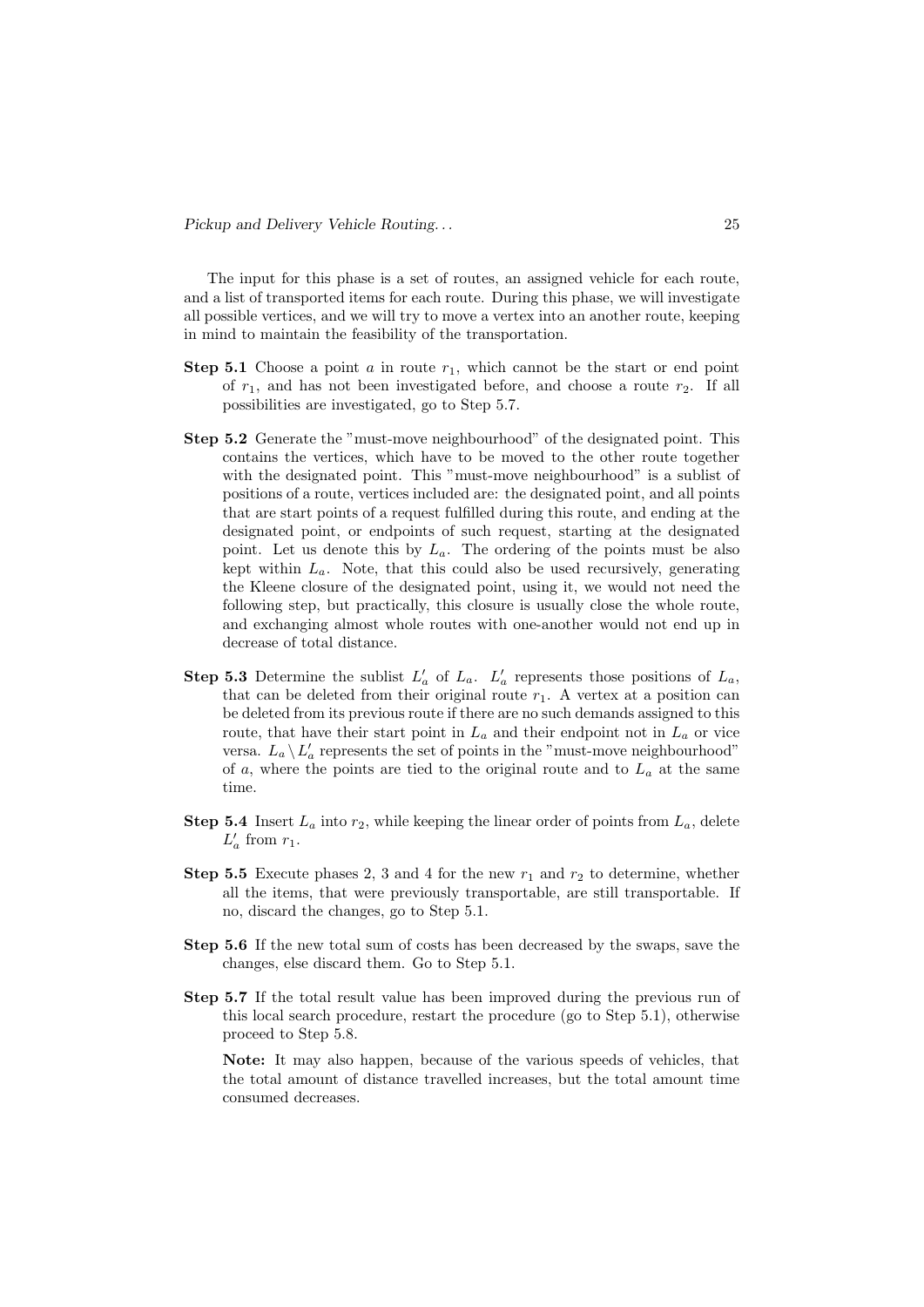The input for this phase is a set of routes, an assigned vehicle for each route, and a list of transported items for each route. During this phase, we will investigate all possible vertices, and we will try to move a vertex into an another route, keeping in mind to maintain the feasibility of the transportation.

**Step 5.1** Choose a point $a$ in route $r_1$, which cannot be the start or end point of $r_1$, and has not been investigated before, and choose a route $r_2$. If all possibilities are investigated, go to Step 5.7.

**Step 5.2** Generate the "must-move neighbourhood" of the designated point. This contains the vertices, which have to be moved to the other route together with the designated point. This "must-move neighbourhood" is a sublist of positions of a route, vertices included are: the designated point, and all points that are start points of a request fulfilled during this route, and ending at the designated point, or endpoints of such request, starting at the designated point. Let us denote this by $L_a$. The ordering of the points must be also kept within $L_a$. Note, that this could also be used recursively, generating the Kleene closure of the designated point, using it, we would not need the following step, but practically, this closure is usually close the whole route, and exchanging almost whole routes with one-another would not end up in decrease of total distance.

**Step 5.3** Determine the sublist $L'_a$ of $L_a$. $L'_a$ represents those positions of $L_a$, that can be deleted from their original route $r_1$. A vertex at a position can be deleted from its previous route if there are no such demands assigned to this route, that have their start point in $L_a$ and their endpoint not in $L_a$ or vice versa. $L_a \setminus L'_a$ represents the set of points in the "must-move neighbourhood" of $a$, where the points are tied to the original route and to $L_a$ at the same time.

**Step 5.4** Insert $L_a$ into $r_2$, while keeping the linear order of points from $L_a$, delete $L'_a$ from $r_1$.

**Step 5.5** Execute phases 2, 3 and 4 for the new $r_1$ and $r_2$ to determine, whether all the items, that were previously transportable, are still transportable. If no, discard the changes, go to Step 5.1.

**Step 5.6** If the new total sum of costs has been decreased by the swaps, save the changes, else discard them. Go to Step 5.1.

**Step 5.7** If the total result value has been improved during the previous run of this local search procedure, restart the procedure (go to Step 5.1), otherwise proceed to Step 5.8.

**Note:** It may also happen, because of the various speeds of vehicles, that the total amount of distance travelled increases, but the total amount time consumed decreases.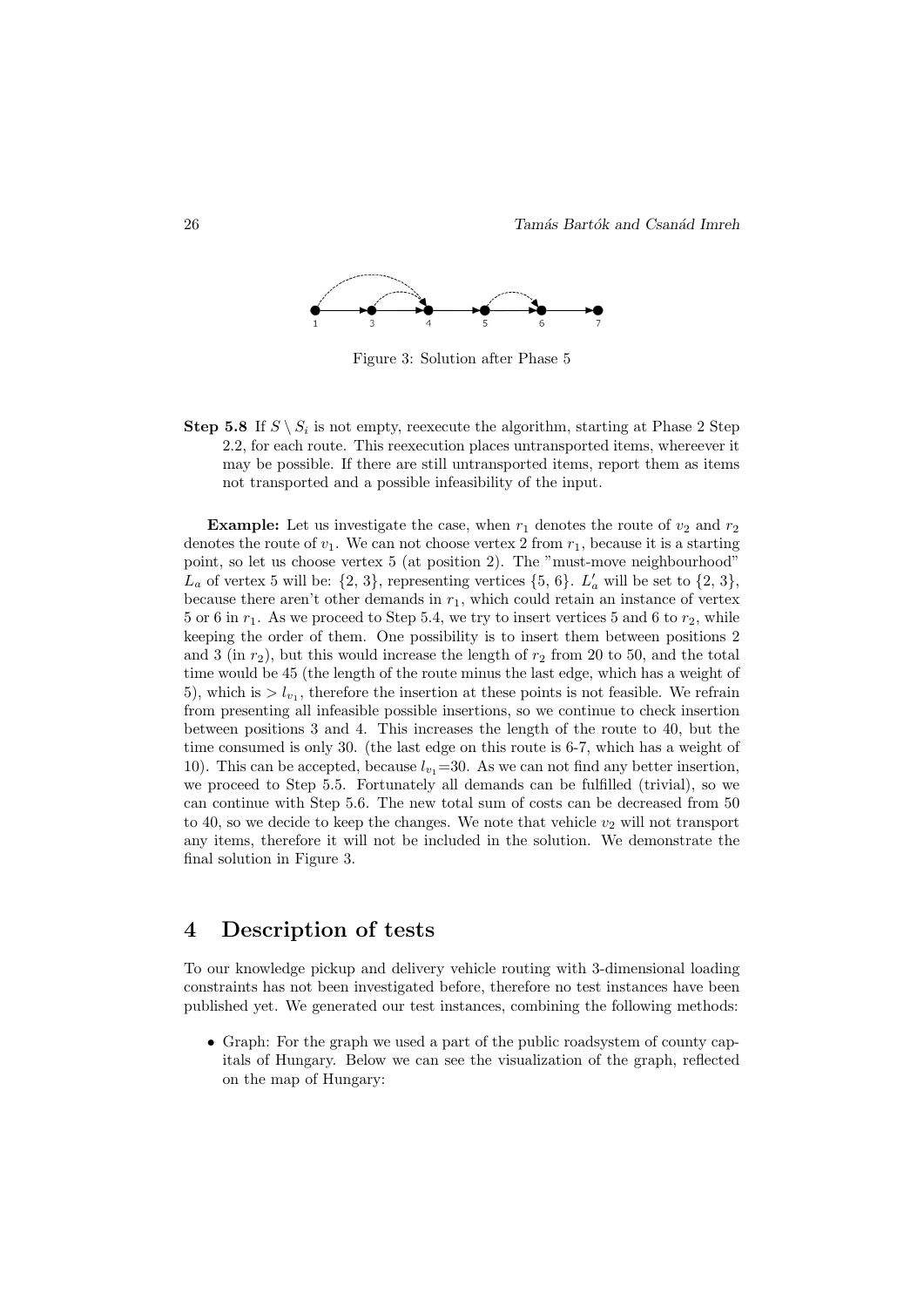Figure 3: Solution after Phase 5

**Step 5.8** If $S \setminus S_i$ is not empty, reexecute the algorithm, starting at Phase 2 Step 2.2, for each route. This reexecution places untransported items, whereever it may be possible. If there are still untransported items, report them as items not transported and a possible infeasibility of the input.

**Example:** Let us investigate the case, when $r_1$ denotes the route of $v_2$ and $r_2$ denotes the route of $v_1$. We can not choose vertex 2 from $r_1$, because it is a starting point, so let us choose vertex 5 (at position 2). The "must-move neighbourhood" $L_a$ of vertex 5 will be: {2, 3}, representing vertices {5, 6}. $L'_a$ will be set to {2, 3}, because there aren't other demands in $r_1$, which could retain an instance of vertex 5 or 6 in $r_1$. As we proceed to Step 5.4, we try to insert vertices 5 and 6 to $r_2$, while keeping the order of them. One possibility is to insert them between positions 2 and 3 (in $r_2$), but this would increase the length of $r_2$ from 20 to 50, and the total time would be 45 (the length of the route minus the last edge, which has a weight of 5), which is $> l_{v_1}$, therefore the insertion at these points is not feasible. We refrain from presenting all infeasible possible insertions, so we continue to check insertion between positions 3 and 4. This increases the length of the route to 40, but the time consumed is only 30. (the last edge on this route is 6-7, which has a weight of 10). This can be accepted, because $l_{v_1}$=30. As we can not find any better insertion, we proceed to Step 5.5. Fortunately all demands can be fulfilled (trivial), so we can continue with Step 5.6. The new total sum of costs can be decreased from 50 to 40, so we decide to keep the changes. We note that vehicle $v_2$ will not transport any items, therefore it will not be included in the solution. We demonstrate the final solution in Figure 3.

# 4 Description of tests

To our knowledge pickup and delivery vehicle routing with 3-dimensional loading constraints has not been investigated before, therefore no test instances have been published yet. We generated our test instances, combining the following methods:

- Graph: For the graph we used a part of the public roadsystem of county capitals of Hungary. Below we can see the visualization of the graph, reflected on the map of Hungary: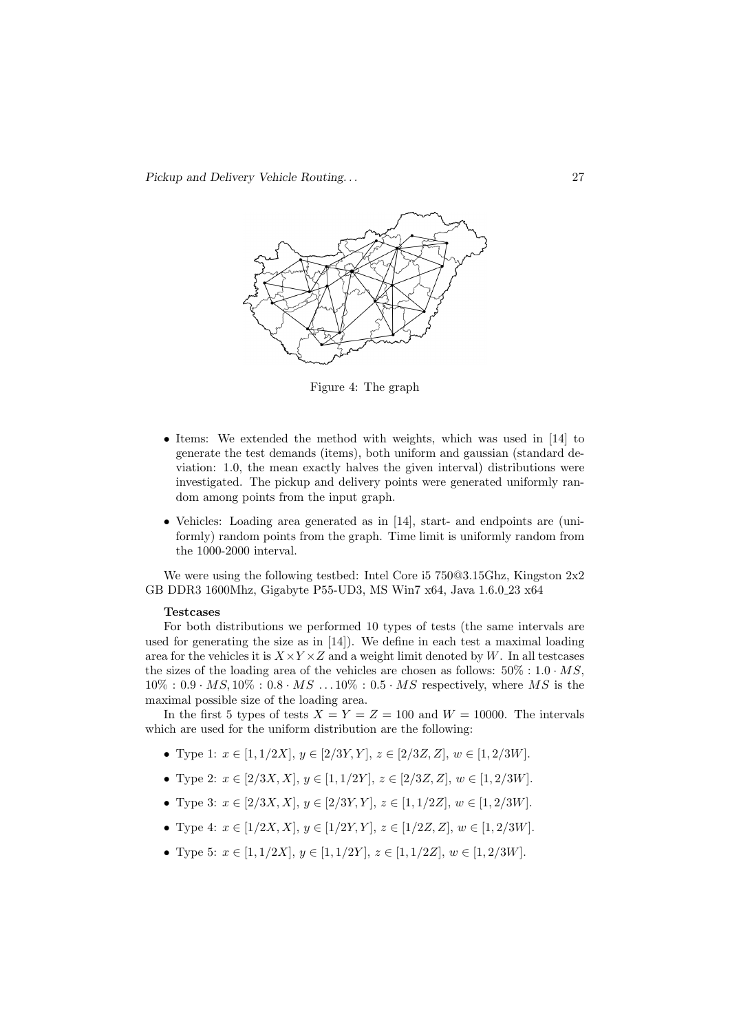Figure 4: The graph

- Items: We extended the method with weights, which was used in [14] to generate the test demands (items), both uniform and gaussian (standard deviation: 1.0, the mean exactly halves the given interval) distributions were investigated. The pickup and delivery points were generated uniformly random among points from the input graph.
- Vehicles: Loading area generated as in [14], start- and endpoints are (uniformly) random points from the graph. Time limit is uniformly random from the 1000-2000 interval.

We were using the following testbed: Intel Core i5 750@3.15Ghz, Kingston 2x2 GB DDR3 1600Mhz, Gigabyte P55-UD3, MS Win7 x64, Java 1.6.0_23 x64

**Testcases**

For both distributions we performed 10 types of tests (the same intervals are used for generating the size as in [14]). We define in each test a maximal loading area for the vehicles it is $X \times Y \times Z$ and a weight limit denoted by $W$. In all testcases the sizes of the loading area of the vehicles are chosen as follows: $50\% : 1.0 \cdot MS$, $10\% : 0.9 \cdot MS, 10\% : 0.8 \cdot MS \ldots 10\% : 0.5 \cdot MS$ respectively, where $MS$ is the maximal possible size of the loading area.

In the first 5 types of tests $X = Y = Z = 100$ and $W = 10000$. The intervals which are used for the uniform distribution are the following:

- Type 1: $x \in [1, 1/2X]$, $y \in [2/3Y, Y]$, $z \in [2/3Z, Z]$, $w \in [1, 2/3W]$.
- Type 2: $x \in [2/3X, X]$, $y \in [1, 1/2Y]$, $z \in [2/3Z, Z]$, $w \in [1, 2/3W]$.
- Type 3: $x \in [2/3X, X]$, $y \in [2/3Y, Y]$, $z \in [1, 1/2Z]$, $w \in [1, 2/3W]$.
- Type 4: $x \in [1/2X, X]$, $y \in [1/2Y, Y]$, $z \in [1/2Z, Z]$, $w \in [1, 2/3W]$.
- Type 5: $x \in [1, 1/2X]$, $y \in [1, 1/2Y]$, $z \in [1, 1/2Z]$, $w \in [1, 2/3W]$.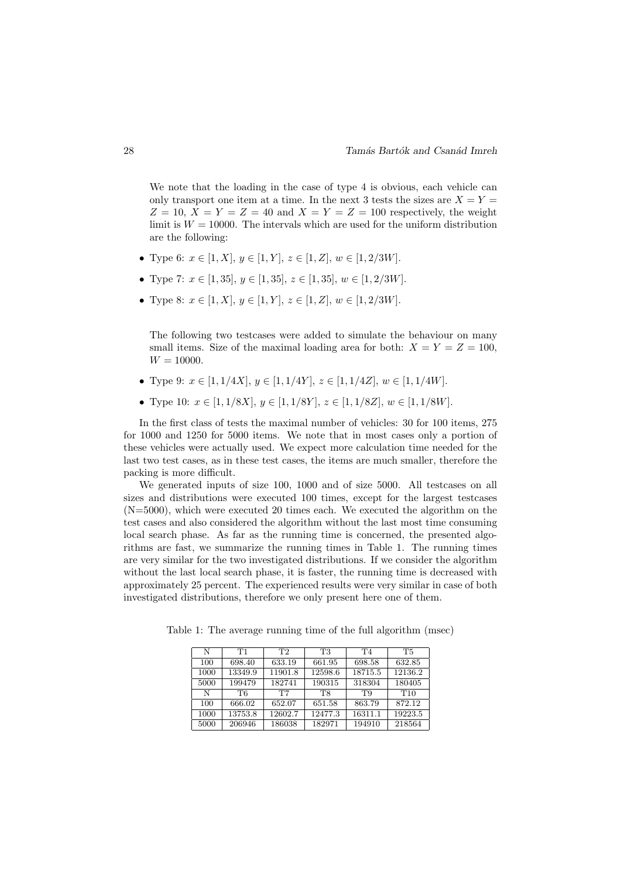We note that the loading in the case of type 4 is obvious, each vehicle can only transport one item at a time. In the next 3 tests the sizes are $X = Y = Z = 10$, $X = Y = Z = 40$ and $X = Y = Z = 100$ respectively, the weight limit is $W = 10000$. The intervals which are used for the uniform distribution are the following:

- Type 6: $x \in [1, X]$, $y \in [1, Y]$, $z \in [1, Z]$, $w \in [1, 2/3W]$.
- Type 7: $x \in [1, 35]$, $y \in [1, 35]$, $z \in [1, 35]$, $w \in [1, 2/3W]$.
- Type 8: $x \in [1, X]$, $y \in [1, Y]$, $z \in [1, Z]$, $w \in [1, 2/3W]$.

The following two testcases were added to simulate the behaviour on many small items. Size of the maximal loading area for both: $X = Y = Z = 100$, $W = 10000$.

- Type 9: $x \in [1, 1/4X]$, $y \in [1, 1/4Y]$, $z \in [1, 1/4Z]$, $w \in [1, 1/4W]$.
- Type 10: $x \in [1, 1/8X]$, $y \in [1, 1/8Y]$, $z \in [1, 1/8Z]$, $w \in [1, 1/8W]$.

In the first class of tests the maximal number of vehicles: 30 for 100 items, 275 for 1000 and 1250 for 5000 items. We note that in most cases only a portion of these vehicles were actually used. We expect more calculation time needed for the last two test cases, as in these test cases, the items are much smaller, therefore the packing is more difficult.

We generated inputs of size 100, 1000 and of size 5000. All testcases on all sizes and distributions were executed 100 times, except for the largest testcases (N=5000), which were executed 20 times each. We executed the algorithm on the test cases and also considered the algorithm without the last most time consuming local search phase. As far as the running time is concerned, the presented algorithms are fast, we summarize the running times in Table 1. The running times are very similar for the two investigated distributions. If we consider the algorithm without the last local search phase, it is faster, the running time is decreased with approximately 25 percent. The experienced results were very similar in case of both investigated distributions, therefore we only present here one of them.

Table 1: The average running time of the full algorithm (msec)

| N | T1 | T2 | T3 | T4 | T5 |
|---|---|---|---|---|---|
| 100 | 698.40 | 633.19 | 661.95 | 698.58 | 632.85 |
| 1000 | 13349.9 | 11901.8 | 12598.6 | 18715.5 | 12136.2 |
| 5000 | 199479 | 182741 | 190315 | 318304 | 180405 |
| N | T6 | T7 | T8 | T9 | T10 |
| 100 | 666.02 | 652.07 | 651.58 | 863.79 | 872.12 |
| 1000 | 13753.8 | 12602.7 | 12477.3 | 16311.1 | 19223.5 |
| 5000 | 206946 | 186038 | 182971 | 194910 | 218564 |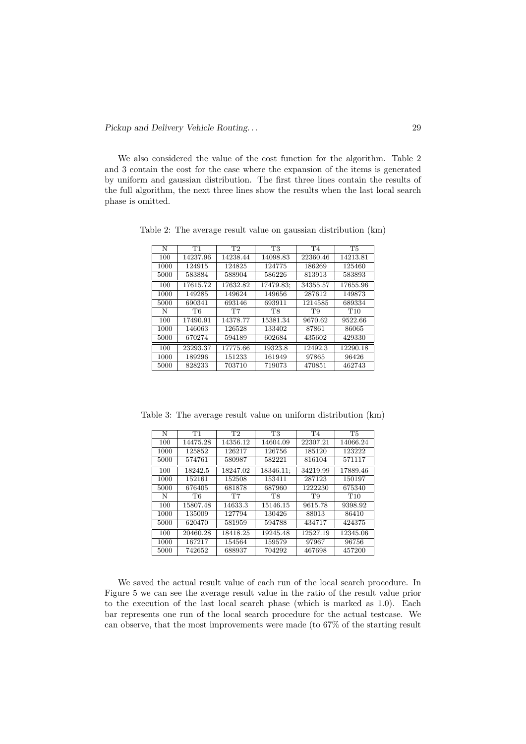We also considered the value of the cost function for the algorithm. Table 2 and 3 contain the cost for the case where the expansion of the items is generated by uniform and gaussian distribution. The first three lines contain the results of the full algorithm, the next three lines show the results when the last local search phase is omitted.

Table 2: The average result value on gaussian distribution (km)

| N | T1 | T2 | T3 | T4 | T5 |
|---|---|---|---|---|---|
| 100 | 14237.96 | 14238.44 | 14098.83 | 22360.46 | 14213.81 |
| 1000 | 124915 | 124825 | 124775 | 186269 | 125460 |
| 5000 | 583884 | 588904 | 586226 | 813913 | 583893 |
| 100 | 17615.72 | 17632.82 | 17479.83; | 34355.57 | 17655.96 |
| 1000 | 149285 | 149624 | 149656 | 287612 | 149873 |
| 5000 | 690341 | 693146 | 693911 | 1214585 | 689334 |
| N | T6 | T7 | T8 | T9 | T10 |
| 100 | 17490.91 | 14378.77 | 15381.34 | 9670.62 | 9522.66 |
| 1000 | 146063 | 126528 | 133402 | 87861 | 86065 |
| 5000 | 670274 | 594189 | 602684 | 435602 | 429330 |
| 100 | 23293.37 | 17775.66 | 19323.8 | 12492.3 | 12290.18 |
| 1000 | 189296 | 151233 | 161949 | 97865 | 96426 |
| 5000 | 828233 | 703710 | 719073 | 470851 | 462743 |

Table 3: The average result value on uniform distribution (km)

| N | T1 | T2 | T3 | T4 | T5 |
|---|---|---|---|---|---|
| 100 | 14475.28 | 14356.12 | 14604.09 | 22307.21 | 14066.24 |
| 1000 | 125852 | 126217 | 126756 | 185120 | 123222 |
| 5000 | 574761 | 580987 | 582221 | 816104 | 571117 |
| 100 | 18242.5 | 18247.02 | 18346.11; | 34219.99 | 17889.46 |
| 1000 | 152161 | 152508 | 153411 | 287123 | 150197 |
| 5000 | 676405 | 681878 | 687960 | 1222230 | 675340 |
| N | T6 | T7 | T8 | T9 | T10 |
| 100 | 15807.48 | 14633.3 | 15146.15 | 9615.78 | 9398.92 |
| 1000 | 135009 | 127794 | 130426 | 88013 | 86410 |
| 5000 | 620470 | 581959 | 594788 | 434717 | 424375 |
| 100 | 20460.28 | 18418.25 | 19245.48 | 12527.19 | 12345.06 |
| 1000 | 167217 | 154564 | 159579 | 97967 | 96756 |
| 5000 | 742652 | 688937 | 704292 | 467698 | 457200 |

We saved the actual result value of each run of the local search procedure. In Figure 5 we can see the average result value in the ratio of the result value prior to the execution of the last local search phase (which is marked as 1.0). Each bar represents one run of the local search procedure for the actual testcase. We can observe, that the most improvements were made (to 67% of the starting result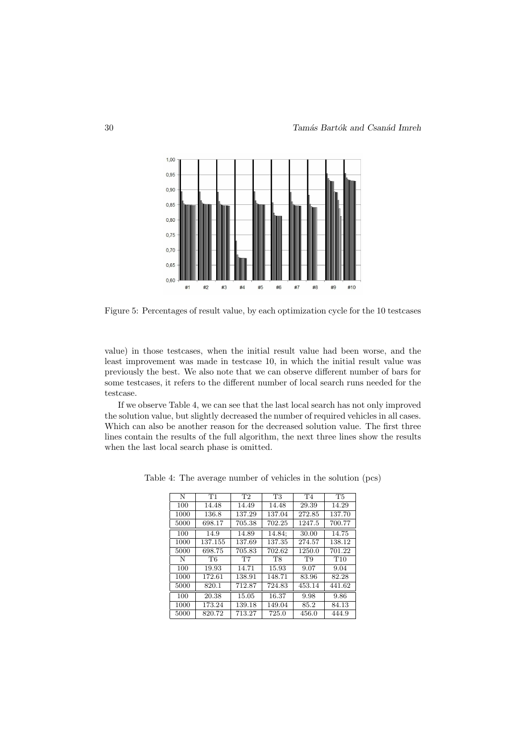Figure 5: Percentages of result value, by each optimization cycle for the 10 testcases

value) in those testcases, when the initial result value had been worse, and the least improvement was made in testcase 10, in which the initial result value was previously the best. We also note that we can observe different number of bars for some testcases, it refers to the different number of local search runs needed for the testcase.

If we observe Table 4, we can see that the last local search has not only improved the solution value, but slightly decreased the number of required vehicles in all cases. Which can also be another reason for the decreased solution value. The first three lines contain the results of the full algorithm, the next three lines show the results when the last local search phase is omitted.

Table 4: The average number of vehicles in the solution (pcs)

| N | T1 | T2 | T3 | T4 | T5 |
|---|---|---|---|---|---|
| 100 | 14.48 | 14.49 | 14.48 | 29.39 | 14.29 |
| 1000 | 136.8 | 137.29 | 137.04 | 272.85 | 137.70 |
| 5000 | 698.17 | 705.38 | 702.25 | 1247.5 | 700.77 |
| 100 | 14.9 | 14.89 | 14.84; | 30.00 | 14.75 |
| 1000 | 137.155 | 137.69 | 137.35 | 274.57 | 138.12 |
| 5000 | 698.75 | 705.83 | 702.62 | 1250.0 | 701.22 |
| N | T6 | T7 | T8 | T9 | T10 |
| 100 | 19.93 | 14.71 | 15.93 | 9.07 | 9.04 |
| 1000 | 172.61 | 138.91 | 148.71 | 83.96 | 82.28 |
| 5000 | 820.1 | 712.87 | 724.83 | 453.14 | 441.62 |
| 100 | 20.38 | 15.05 | 16.37 | 9.98 | 9.86 |
| 1000 | 173.24 | 139.18 | 149.04 | 85.2 | 84.13 |
| 5000 | 820.72 | 713.27 | 725.0 | 456.0 | 444.9 |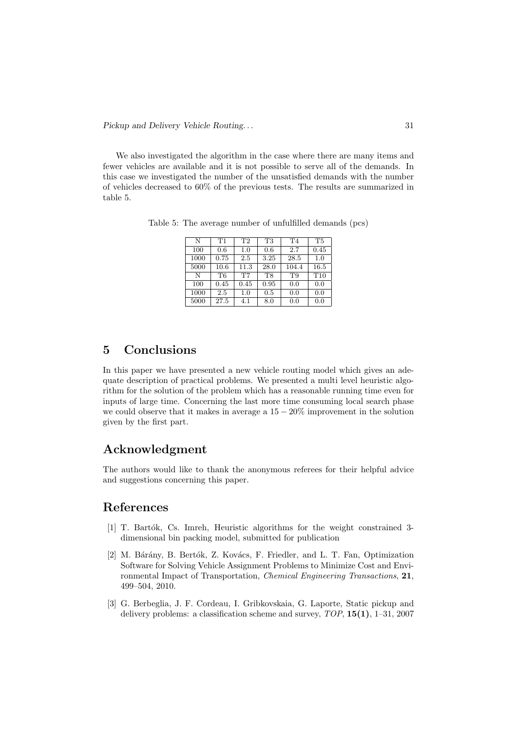We also investigated the algorithm in the case where there are many items and fewer vehicles are available and it is not possible to serve all of the demands. In this case we investigated the number of the unsatisfied demands with the number of vehicles decreased to 60% of the previous tests. The results are summarized in table 5.

Table 5: The average number of unfulfilled demands (pcs)

| N | T1 | T2 | T3 | T4 | T5 |
|---|---|---|---|---|---|
| 100 | 0.6 | 1.0 | 0.6 | 2.7 | 0.45 |
| 1000 | 0.75 | 2.5 | 3.25 | 28.5 | 1.0 |
| 5000 | 10.6 | 11.3 | 28.0 | 104.4 | 16.5 |
| N | T6 | T7 | T8 | T9 | T10 |
| 100 | 0.45 | 0.45 | 0.95 | 0.0 | 0.0 |
| 1000 | 2.5 | 1.0 | 0.5 | 0.0 | 0.0 |
| 5000 | 27.5 | 4.1 | 8.0 | 0.0 | 0.0 |

# 5 Conclusions

In this paper we have presented a new vehicle routing model which gives an adequate description of practical problems. We presented a multi level heuristic algorithm for the solution of the problem which has a reasonable running time even for inputs of large time. Concerning the last more time consuming local search phase we could observe that it makes in average a $15-20\%$ improvement in the solution given by the first part.

# Acknowledgment

The authors would like to thank the anonymous referees for their helpful advice and suggestions concerning this paper.

# References

[1] T. Bartók, Cs. Imreh, Heuristic algorithms for the weight constrained 3-dimensional bin packing model, submitted for publication

[2] M. Bárány, B. Bertók, Z. Kovács, F. Friedler, and L. T. Fan, Optimization Software for Solving Vehicle Assignment Problems to Minimize Cost and Environmental Impact of Transportation, *Chemical Engineering Transactions*, **21**, 499–504, 2010.

[3] G. Berbeglia, J. F. Cordeau, I. Gribkovskaia, G. Laporte, Static pickup and delivery problems: a classification scheme and survey, *TOP*, **15(1)**, 1–31, 2007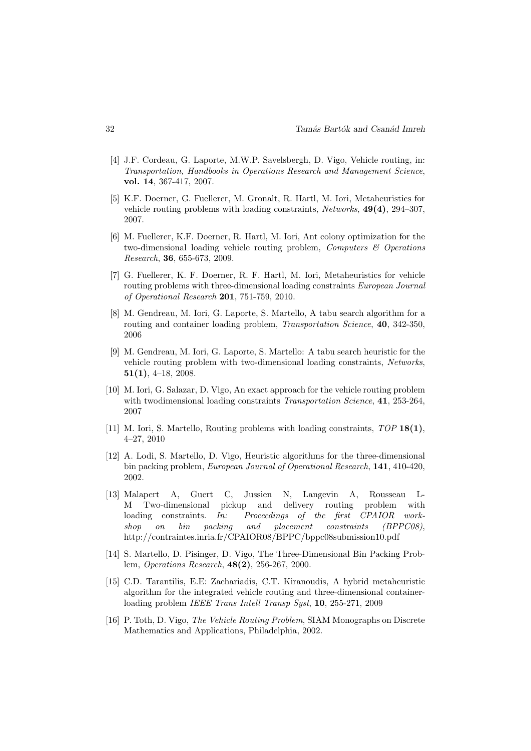[4] J.F. Cordeau, G. Laporte, M.W.P. Savelsbergh, D. Vigo, Vehicle routing, in: *Transportation, Handbooks in Operations Research and Management Science*, **vol. 14**, 367-417, 2007.

[5] K.F. Doerner, G. Fuellerer, M. Gronalt, R. Hartl, M. Iori, Metaheuristics for vehicle routing problems with loading constraints, *Networks*, **49(4)**, 294–307, 2007.

[6] M. Fuellerer, K.F. Doerner, R. Hartl, M. Iori, Ant colony optimization for the two-dimensional loading vehicle routing problem, *Computers & Operations Research*, **36**, 655-673, 2009.

[7] G. Fuellerer, K. F. Doerner, R. F. Hartl, M. Iori, Metaheuristics for vehicle routing problems with three-dimensional loading constraints *European Journal of Operational Research* **201**, 751-759, 2010.

[8] M. Gendreau, M. Iori, G. Laporte, S. Martello, A tabu search algorithm for a routing and container loading problem, *Transportation Science*, **40**, 342-350, 2006

[9] M. Gendreau, M. Iori, G. Laporte, S. Martello: A tabu search heuristic for the vehicle routing problem with two-dimensional loading constraints, *Networks*, **51(1)**, 4–18, 2008.

[10] M. Iori, G. Salazar, D. Vigo, An exact approach for the vehicle routing problem with twodimensional loading constraints *Transportation Science*, **41**, 253-264, 2007

[11] M. Iori, S. Martello, Routing problems with loading constraints, *TOP* **18(1)**, 4–27, 2010

[12] A. Lodi, S. Martello, D. Vigo, Heuristic algorithms for the three-dimensional bin packing problem, *European Journal of Operational Research*, **141**, 410-420, 2002.

[13] Malapert A, Guert C, Jussien N, Langevin A, Rousseau L-M Two-dimensional pickup and delivery routing problem with loading constraints. *In: Proceedings of the first CPAIOR workshop on bin packing and placement constraints (BPPC08)*, http://contraintes.inria.fr/CPAIOR08/BPPC/bppc08submission10.pdf

[14] S. Martello, D. Pisinger, D. Vigo, The Three-Dimensional Bin Packing Problem, *Operations Research*, **48(2)**, 256-267, 2000.

[15] C.D. Tarantilis, E.E: Zachariadis, C.T. Kiranoudis, A hybrid metaheuristic algorithm for the integrated vehicle routing and three-dimensional container-loading problem *IEEE Trans Intell Transp Syst*, **10**, 255-271, 2009

[16] P. Toth, D. Vigo, *The Vehicle Routing Problem*, SIAM Monographs on Discrete Mathematics and Applications, Philadelphia, 2002.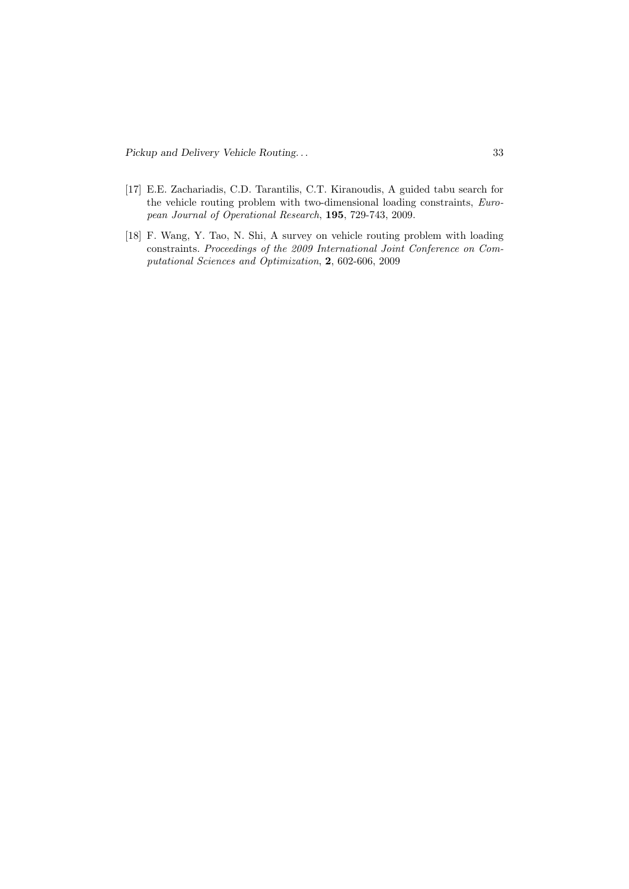[17] E.E. Zachariadis, C.D. Tarantilis, C.T. Kiranoudis, A guided tabu search for the vehicle routing problem with two-dimensional loading constraints, *European Journal of Operational Research*, **195**, 729-743, 2009.

[18] F. Wang, Y. Tao, N. Shi, A survey on vehicle routing problem with loading constraints. *Proceedings of the 2009 International Joint Conference on Computational Sciences and Optimization*, **2**, 602-606, 2009